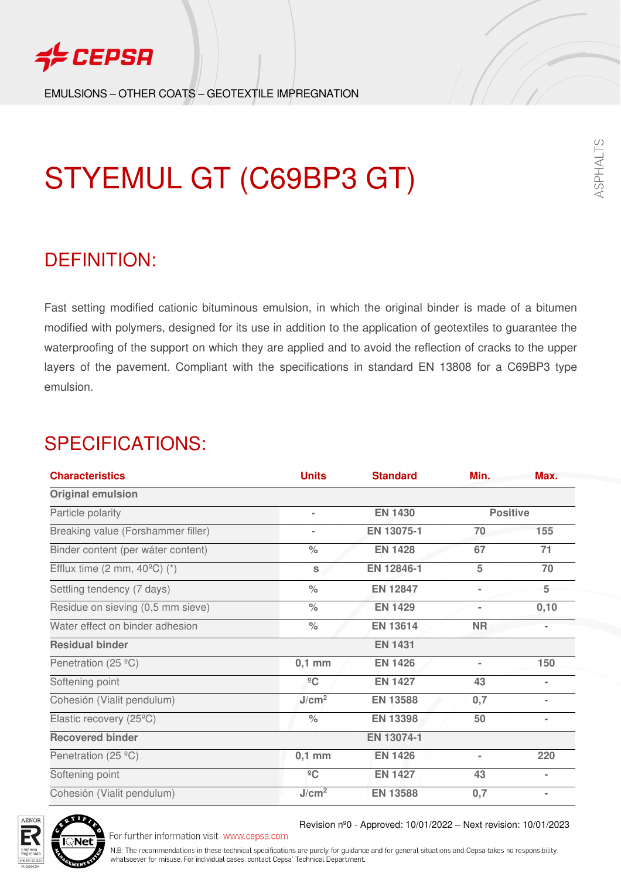EMULSIONS – OTHER COATS – GEOTEXTILE IMPREGNATION

# STYEMUL GT (C69BP3 GT)

## DEFINITION:

Fast setting modified cationic bituminous emulsion, in which the original binder is made of a bitumen modified with polymers, designed for its use in addition to the application of geotextiles to guarantee the waterproofing of the support on which they are applied and to avoid the reflection of cracks to the upper layers of the pavement. Compliant with the specifications in standard EN 13808 for a C69BP3 type emulsion.

## SPECIFICATIONS:

| Characteristics | Units | Standard | Min. | Max. |
|---|---|---|---|---|
| **Original emulsion** | | | | |
| Particle polarity | - | EN 1430 | Positive | |
| Breaking value (Forshammer filler) | - | EN 13075-1 | 70 | 155 |
| Binder content (per wáter content) | % | EN 1428 | 67 | 71 |
| Efflux time (2 mm, 40ºC) (*) | s | EN 12846-1 | 5 | 70 |
| Settling tendency (7 days) | % | EN 12847 | - | 5 |
| Residue on sieving (0,5 mm sieve) | % | EN 1429 | - | 0,10 |
| Water effect on binder adhesion | % | EN 13614 | NR | - |
| **Residual binder** | | EN 1431 | | |
| Penetration (25 ºC) | 0,1 mm | EN 1426 | - | 150 |
| Softening point | ºC | EN 1427 | 43 | - |
| Cohesión (Vialit pendulum) | J/cm² | EN 13588 | 0,7 | - |
| Elastic recovery (25ºC) | % | EN 13398 | 50 | - |
| **Recovered binder** | | EN 13074-1 | | |
| Penetration (25 ºC) | 0,1 mm | EN 1426 | - | 220 |
| Softening point | ºC | EN 1427 | 43 | - |
| Cohesión (Vialit pendulum) | J/cm² | EN 13588 | 0,7 | - |

Revision nº0 - Approved: 10/01/2022 – Next revision: 10/01/2023

For further information visit www.cepsa.com

N.B: The recommendations in these technical specifications are purely for guidance and for general situations and Cepsa takes no responsibility whatsoever for misuse. For individual cases, contact Cepsa' Technical Department.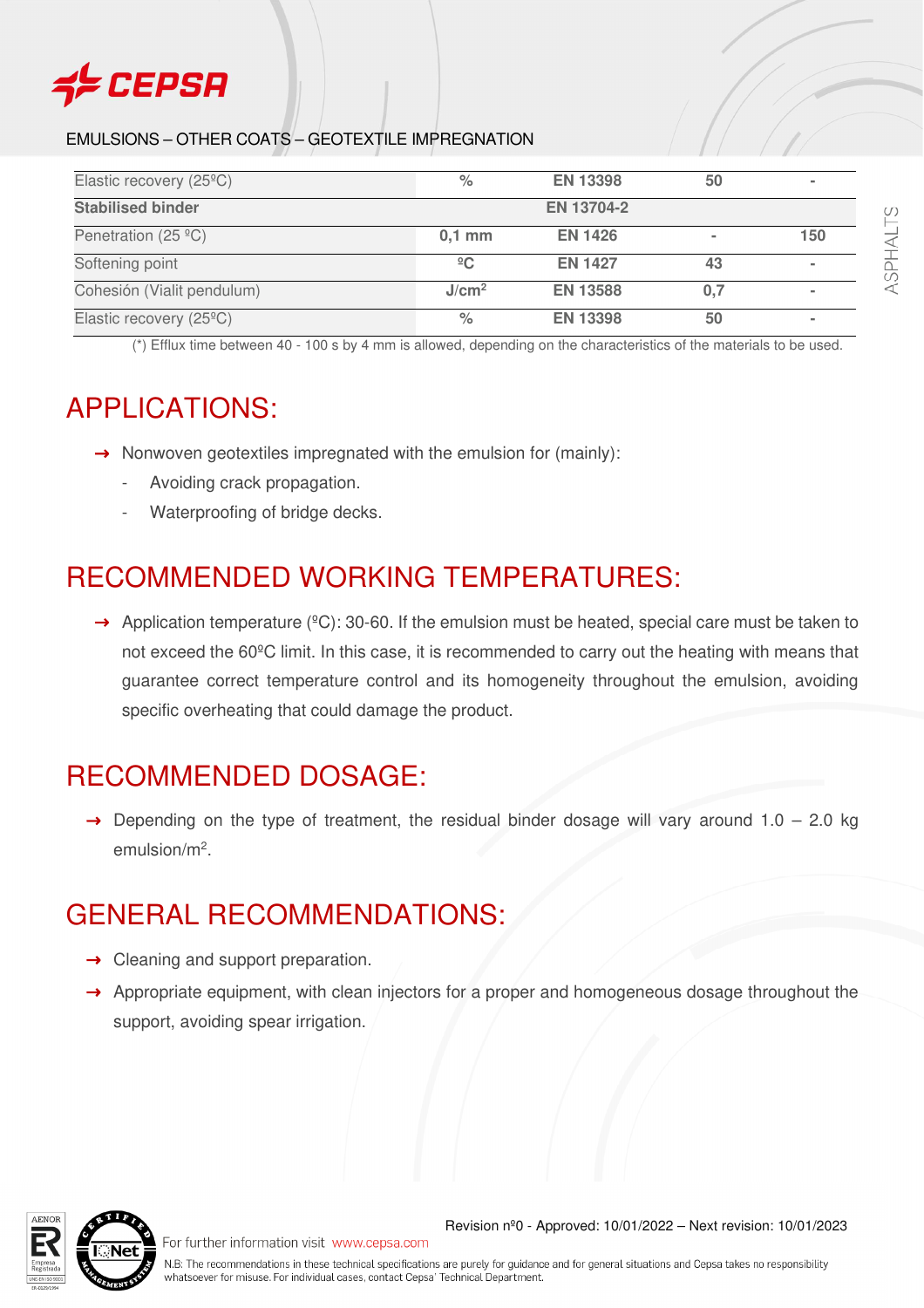EMULSIONS – OTHER COATS – GEOTEXTILE IMPREGNATION

| | | | | |
|---|---|---|---|---|
| Elastic recovery (25ºC) | % | EN 13398 | 50 | - |
| **Stabilised binder** | | EN 13704-2 | | |
| Penetration (25 ºC) | 0,1 mm | EN 1426 | - | 150 |
| Softening point | ºC | EN 1427 | 43 | - |
| Cohesión (Vialit pendulum) | $J/cm^2$ | EN 13588 | 0,7 | - |
| Elastic recovery (25ºC) | % | EN 13398 | 50 | - |

(*) Efflux time between 40 - 100 s by 4 mm is allowed, depending on the characteristics of the materials to be used.

# APPLICATIONS:

→ Nonwoven geotextiles impregnated with the emulsion for (mainly):

- Avoiding crack propagation.
- Waterproofing of bridge decks.

# RECOMMENDED WORKING TEMPERATURES:

→ Application temperature (ºC): 30-60. If the emulsion must be heated, special care must be taken to not exceed the 60ºC limit. In this case, it is recommended to carry out the heating with means that guarantee correct temperature control and its homogeneity throughout the emulsion, avoiding specific overheating that could damage the product.

# RECOMMENDED DOSAGE:

→ Depending on the type of treatment, the residual binder dosage will vary around 1.0 – 2.0 kg emulsion/m².

# GENERAL RECOMMENDATIONS:

→ Cleaning and support preparation.

→ Appropriate equipment, with clean injectors for a proper and homogeneous dosage throughout the support, avoiding spear irrigation.

Revision nº0 - Approved: 10/01/2022 – Next revision: 10/01/2023

For further information visit www.cepsa.com

N.B: The recommendations in these technical specifications are purely for guidance and for general situations and Cepsa takes no responsibility whatsoever for misuse. For individual cases, contact Cepsa' Technical Department.